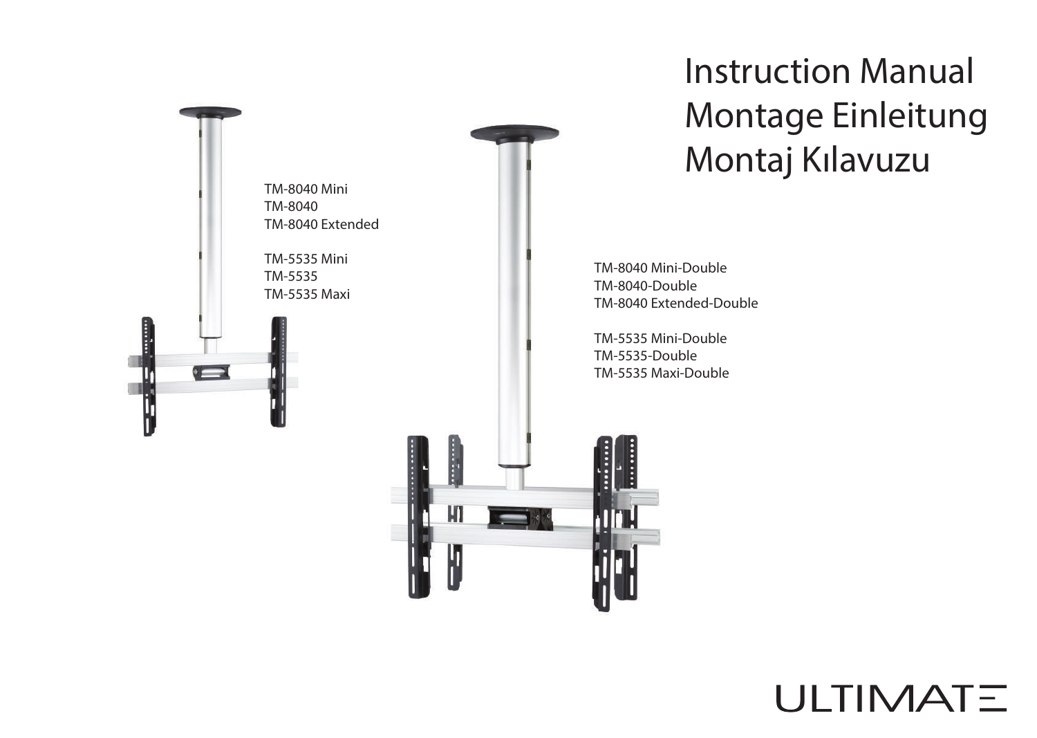# Instruction Manual
# Montage Einleitung
# Montaj Kılavuzu

TM-8040 Mini
TM-8040
TM-8040 Extended

TM-5535 Mini
TM-5535
TM-5535 Maxi

TM-8040 Mini-Double
TM-8040-Double
TM-8040 Extended-Double

TM-5535 Mini-Double
TM-5535-Double
TM-5535 Maxi-Double

ULTIMATE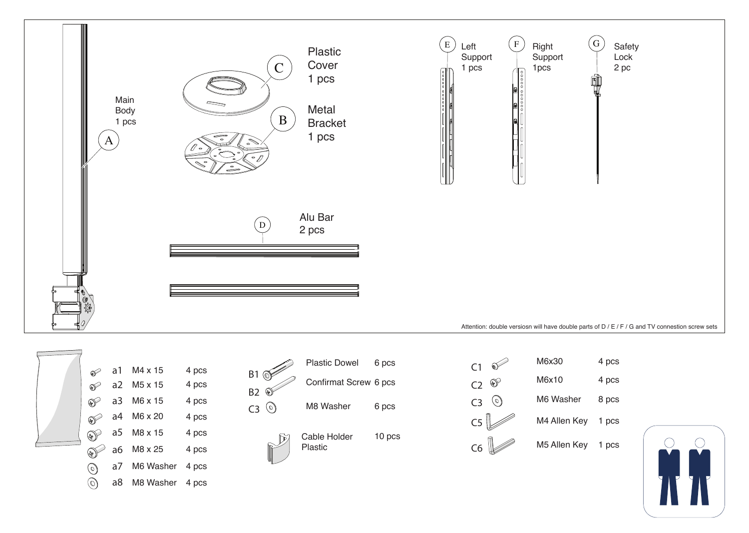A — Main Body 1 pcs

C — Plastic Cover 1 pcs

B — Metal Bracket 1 pcs

D — Alu Bar 2 pcs

E — Left Support 1 pcs

F — Right Support 1pcs

G — Safety Lock 2 pc

Attention: double versiosn will have double parts of D / E / F / G and TV connestion screw sets

| | | |
|---|---|---|
| a1 | M4 x 15 | 4 pcs |
| a2 | M5 x 15 | 4 pcs |
| a3 | M6 x 15 | 4 pcs |
| a4 | M6 x 20 | 4 pcs |
| a5 | M8 x 15 | 4 pcs |
| a6 | M8 x 25 | 4 pcs |
| a7 | M6 Washer | 4 pcs |
| a8 | M8 Washer | 4 pcs |

| | | |
|---|---|---|
| B1 | Plastic Dowel | 6 pcs |
| B2 | Confirmat Screw | 6 pcs |
| C3 | M8 Washer | 6 pcs |
| | Cable Holder Plastic | 10 pcs |

| | | |
|---|---|---|
| C1 | M6x30 | 4 pcs |
| C2 | M6x10 | 4 pcs |
| C3 | M6 Washer | 8 pcs |
| C5 | M4 Allen Key | 1 pcs |
| C6 | M5 Allen Key | 1 pcs |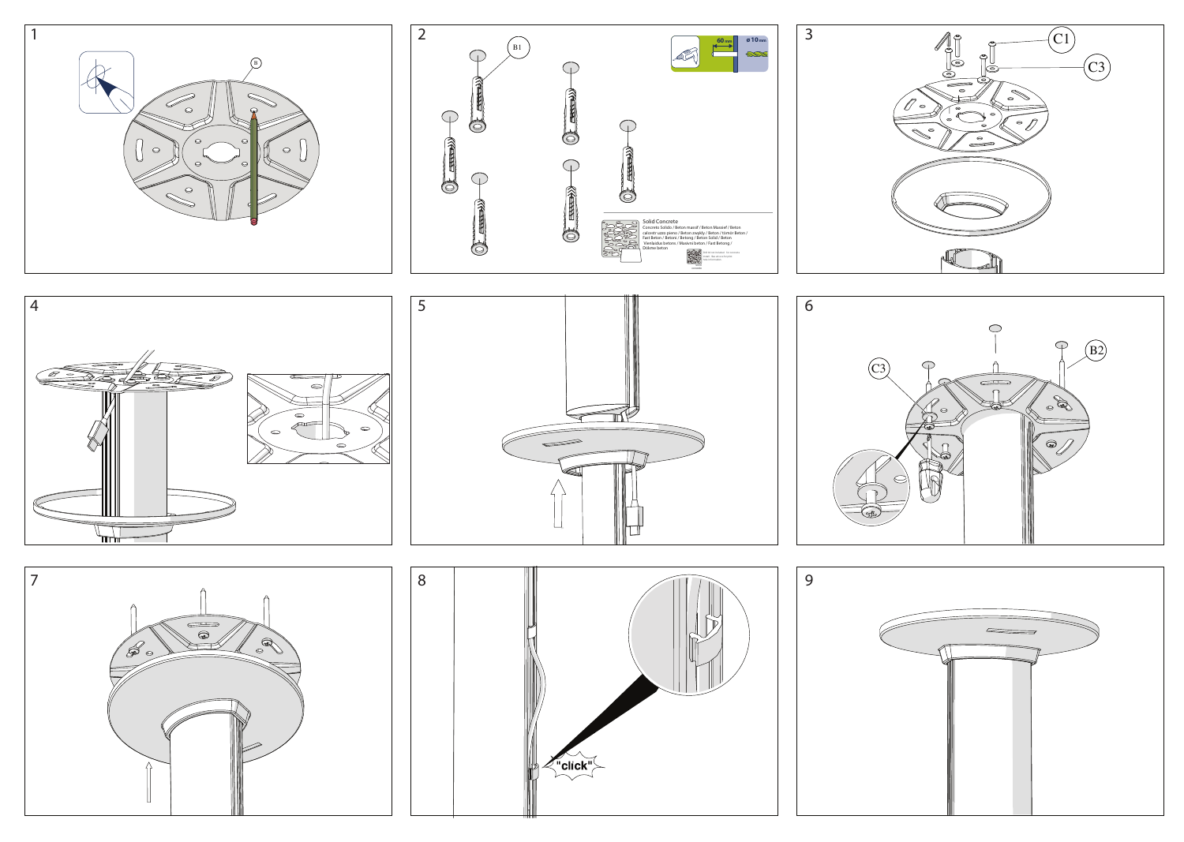1

B

2

B1

60 mm

ø 10 mm

Solid Concrete

Concreto Sólido / Béton massif / Beton Massief / Beton calcestruzzo pieno / Beton zwykły / Beton / tömör Beton / Fast Beton / Betons / Betong / Beton Solid / Beton Vientisas betonas / Massiivi betoni / Fast Betong / Dökme beton

3

C1

C3

4

5

6

C3

B2

7

8

"click"

9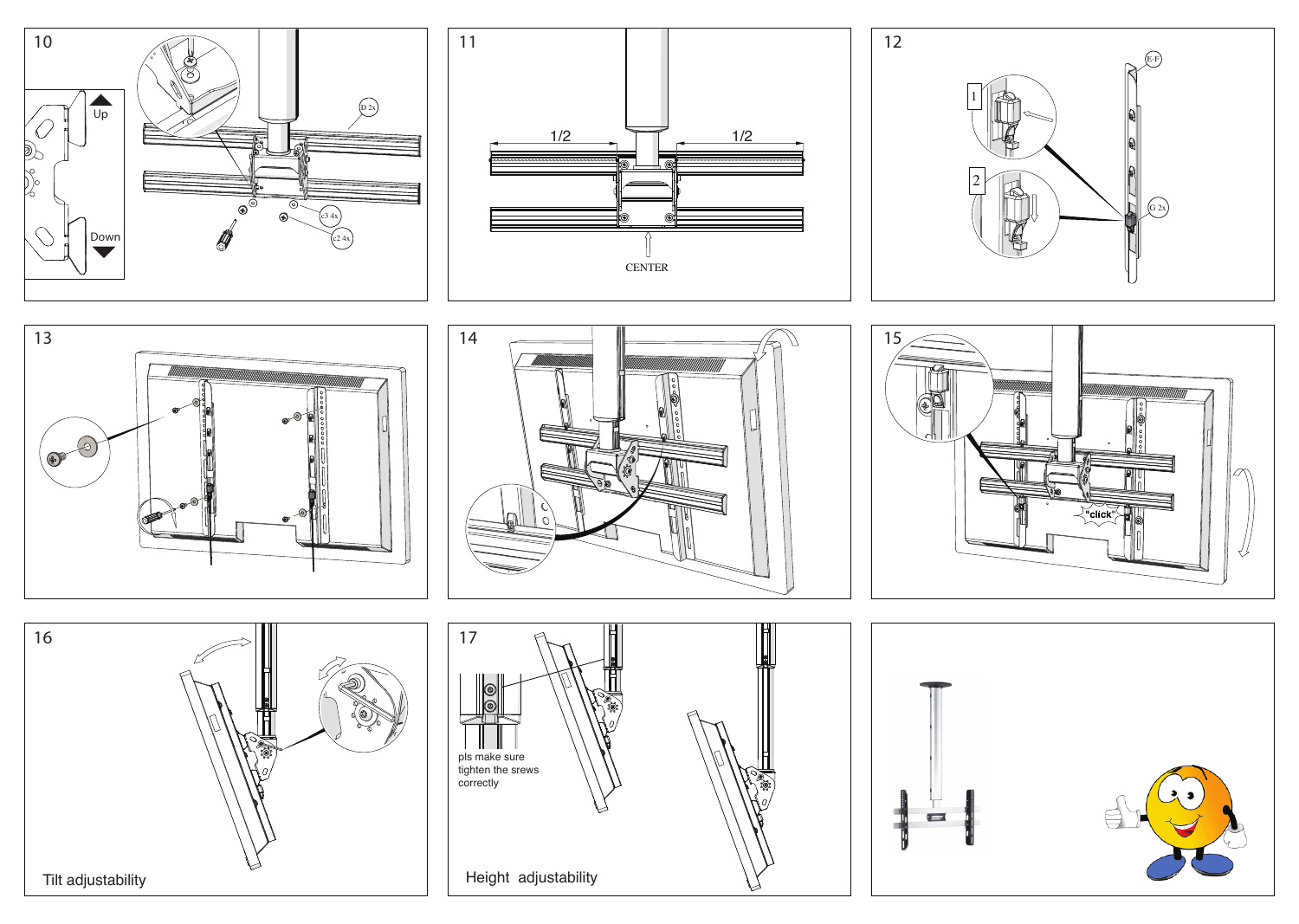10

Up

Down

D 2x

c3 4x

c2 4x

11

1/2

1/2

CENTER

12

1

2

E-F

G 2x

13

14

15

"click"

16

Tilt adjustability

17

pls make sure tighten the srews correctly

Height adjustability